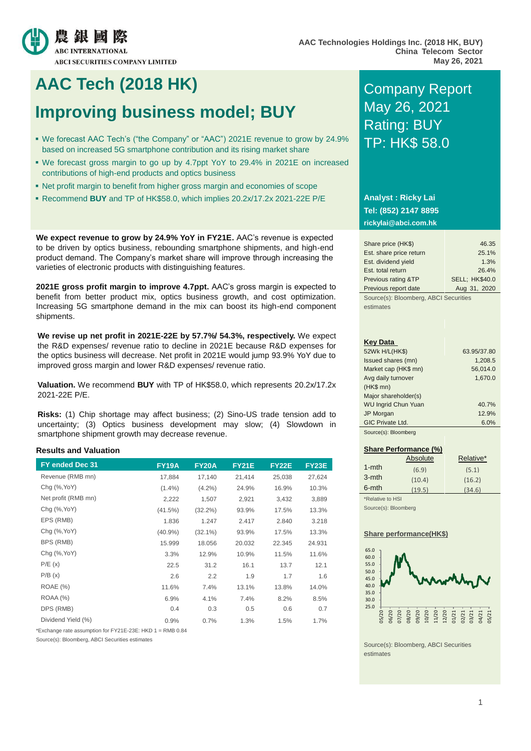農銀國際
ABC INTERNATIONAL
ABCI SECURITIES COMPANY LIMITED

AAC Technologies Holdings Inc. (2018 HK, BUY)
China Telecom Sector
May 26, 2021

# AAC Tech (2018 HK)

# Improving business model; BUY

- We forecast AAC Tech's ("the Company" or "AAC") 2021E revenue to grow by 24.9% based on increased 5G smartphone contribution and its rising market share
- We forecast gross margin to go up by 4.7ppt YoY to 29.4% in 2021E on increased contributions of high-end products and optics business
- Net profit margin to benefit from higher gross margin and economies of scope
- Recommend **BUY** and TP of HK$58.0, which implies 20.2x/17.2x 2021-22E P/E

Company Report
May 26, 2021
Rating: BUY
TP: HK$ 58.0

**Analyst : Ricky Lai**
**Tel: (852) 2147 8895**
**rickylai@abci.com.hk**

| | |
|---|---|
| Share price (HK$) | 46.35 |
| Est. share price return | 25.1% |
| Est. dividend yield | 1.3% |
| Est. total return | 26.4% |
| Previous rating &TP | SELL; HK$40.0 |
| Previous report date | Aug 31, 2020 |

Source(s): Bloomberg, ABCI Securities estimates

**We expect revenue to grow by 24.9% YoY in FY21E.** AAC's revenue is expected to be driven by optics business, rebounding smartphone shipments, and high-end product demand. The Company's market share will improve through increasing the varieties of electronic products with distinguishing features.

**2021E gross profit margin to improve 4.7ppt.** AAC's gross margin is expected to benefit from better product mix, optics business growth, and cost optimization. Increasing 5G smartphone demand in the mix can boost its high-end component shipments.

**We revise up net profit in 2021E-22E by 57.7%/ 54.3%, respectively.** We expect the R&D expenses/ revenue ratio to decline in 2021E because R&D expenses for the optics business will decrease. Net profit in 2021E would jump 93.9% YoY due to improved gross margin and lower R&D expenses/ revenue ratio.

**Valuation.** We recommend **BUY** with TP of HK$58.0, which represents 20.2x/17.2x 2021-22E P/E.

**Risks:** (1) Chip shortage may affect business; (2) Sino-US trade tension add to uncertainty; (3) Optics business development may slow; (4) Slowdown in smartphone shipment growth may decrease revenue.

**Key Data**

| | |
|---|---|
| 52Wk H/L(HK$) | 63.95/37.80 |
| Issued shares (mn) | 1,208.5 |
| Market cap (HK$ mn) | 56,014.0 |
| Avg daily turnover (HK$ mn) | 1,670.0 |
| Major shareholder(s) | |
| WU Ingrid Chun Yuan | 40.7% |
| JP Morgan | 12.9% |
| GIC Private Ltd. | 6.0% |

Source(s): Bloomberg

**Share Performance (%)**

| | Absolute | Relative* |
|---|---|---|
| 1-mth | (6.9) | (5.1) |
| 3-mth | (10.4) | (16.2) |
| 6-mth | (19.5) | (34.6) |

*Relative to HSI
Source(s): Bloomberg

**Share performance(HK$)**

Source(s): Bloomberg, ABCI Securities estimates

### Results and Valuation

| FY ended Dec 31 | FY19A | FY20A | FY21E | FY22E | FY23E |
|---|---|---|---|---|---|
| Revenue (RMB mn) | 17,884 | 17,140 | 21,414 | 25,038 | 27,624 |
| Chg (%,YoY) | (1.4%) | (4.2%) | 24.9% | 16.9% | 10.3% |
| Net profit (RMB mn) | 2,222 | 1,507 | 2,921 | 3,432 | 3,889 |
| Chg (%,YoY) | (41.5%) | (32.2%) | 93.9% | 17.5% | 13.3% |
| EPS (RMB) | 1.836 | 1.247 | 2.417 | 2.840 | 3.218 |
| Chg (%,YoY) | (40.9%) | (32.1%) | 93.9% | 17.5% | 13.3% |
| BPS (RMB) | 15.999 | 18.056 | 20.032 | 22.345 | 24.931 |
| Chg (%,YoY) | 3.3% | 12.9% | 10.9% | 11.5% | 11.6% |
| P/E (x) | 22.5 | 31.2 | 16.1 | 13.7 | 12.1 |
| P/B (x) | 2.6 | 2.2 | 1.9 | 1.7 | 1.6 |
| ROAE (%) | 11.6% | 7.4% | 13.1% | 13.8% | 14.0% |
| ROAA (%) | 6.9% | 4.1% | 7.4% | 8.2% | 8.5% |
| DPS (RMB) | 0.4 | 0.3 | 0.5 | 0.6 | 0.7 |
| Dividend Yield (%) | 0.9% | 0.7% | 1.3% | 1.5% | 1.7% |

*Exchange rate assumption for FY21E-23E: HKD 1 = RMB 0.84
Source(s): Bloomberg, ABCI Securities estimates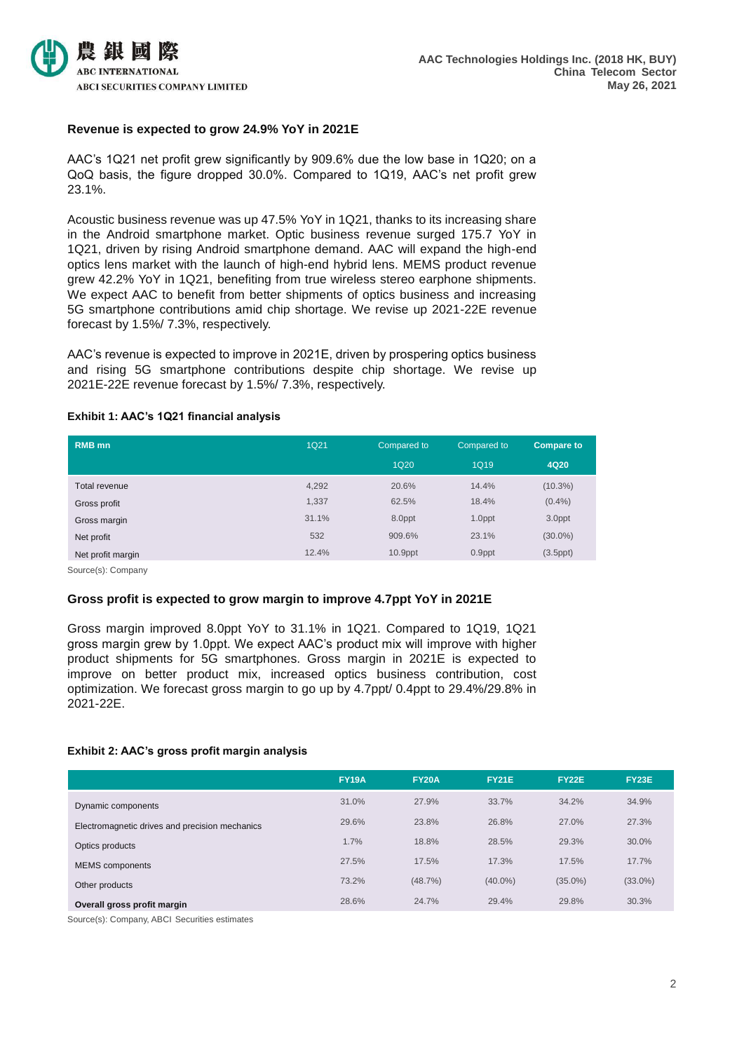**Revenue is expected to grow 24.9% YoY in 2021E**

AAC's 1Q21 net profit grew significantly by 909.6% due the low base in 1Q20; on a QoQ basis, the figure dropped 30.0%. Compared to 1Q19, AAC's net profit grew 23.1%.

Acoustic business revenue was up 47.5% YoY in 1Q21, thanks to its increasing share in the Android smartphone market. Optic business revenue surged 175.7 YoY in 1Q21, driven by rising Android smartphone demand. AAC will expand the high-end optics lens market with the launch of high-end hybrid lens. MEMS product revenue grew 42.2% YoY in 1Q21, benefiting from true wireless stereo earphone shipments. We expect AAC to benefit from better shipments of optics business and increasing 5G smartphone contributions amid chip shortage. We revise up 2021-22E revenue forecast by 1.5%/ 7.3%, respectively.

AAC's revenue is expected to improve in 2021E, driven by prospering optics business and rising 5G smartphone contributions despite chip shortage. We revise up 2021E-22E revenue forecast by 1.5%/ 7.3%, respectively.

**Exhibit 1: AAC's 1Q21 financial analysis**

| RMB mn | 1Q21 | Compared to 1Q20 | Compared to 1Q19 | Compare to 4Q20 |
|---|---|---|---|---|
| Total revenue | 4,292 | 20.6% | 14.4% | (10.3%) |
| Gross profit | 1,337 | 62.5% | 18.4% | (0.4%) |
| Gross margin | 31.1% | 8.0ppt | 1.0ppt | 3.0ppt |
| Net profit | 532 | 909.6% | 23.1% | (30.0%) |
| Net profit margin | 12.4% | 10.9ppt | 0.9ppt | (3.5ppt) |

Source(s): Company

**Gross profit is expected to grow margin to improve 4.7ppt YoY in 2021E**

Gross margin improved 8.0ppt YoY to 31.1% in 1Q21. Compared to 1Q19, 1Q21 gross margin grew by 1.0ppt. We expect AAC's product mix will improve with higher product shipments for 5G smartphones. Gross margin in 2021E is expected to improve on better product mix, increased optics business contribution, cost optimization. We forecast gross margin to go up by 4.7ppt/ 0.4ppt to 29.4%/29.8% in 2021-22E.

**Exhibit 2: AAC's gross profit margin analysis**

| | FY19A | FY20A | FY21E | FY22E | FY23E |
|---|---|---|---|---|---|
| Dynamic components | 31.0% | 27.9% | 33.7% | 34.2% | 34.9% |
| Electromagnetic drives and precision mechanics | 29.6% | 23.8% | 26.8% | 27.0% | 27.3% |
| Optics products | 1.7% | 18.8% | 28.5% | 29.3% | 30.0% |
| MEMS components | 27.5% | 17.5% | 17.3% | 17.5% | 17.7% |
| Other products | 73.2% | (48.7%) | (40.0%) | (35.0%) | (33.0%) |
| **Overall gross profit margin** | 28.6% | 24.7% | 29.4% | 29.8% | 30.3% |

Source(s): Company, ABCI Securities estimates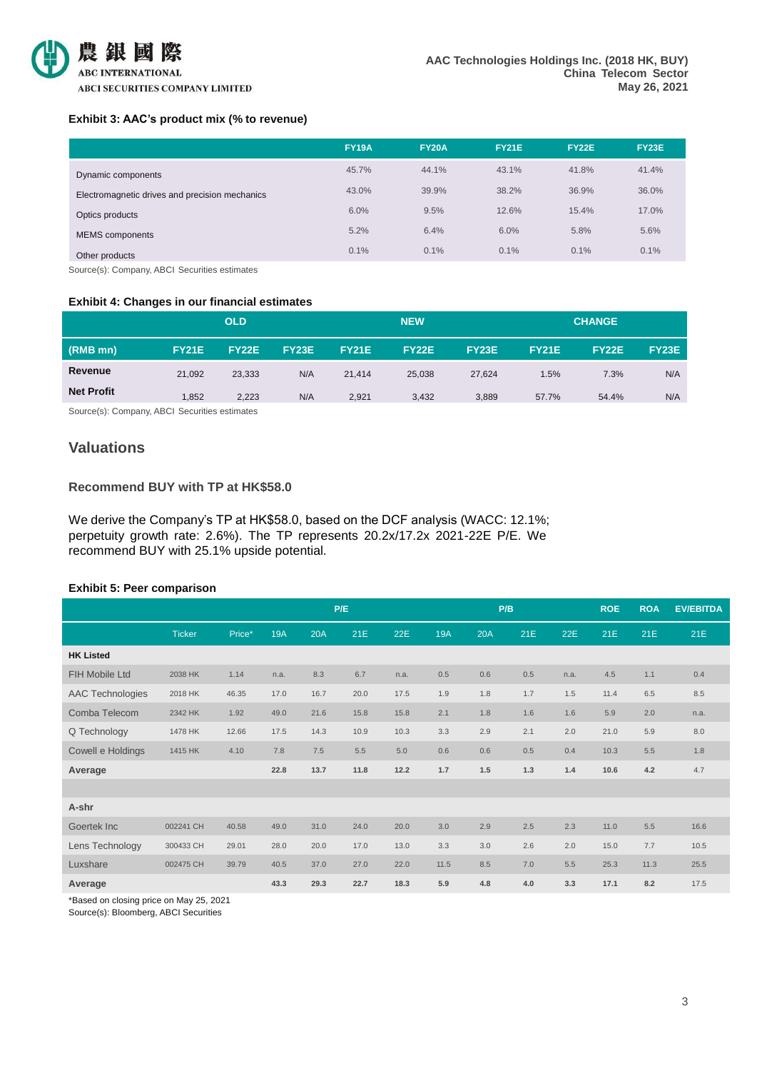**Exhibit 3: AAC's product mix (% to revenue)**

| | FY19A | FY20A | FY21E | FY22E | FY23E |
|---|---|---|---|---|---|
| Dynamic components | 45.7% | 44.1% | 43.1% | 41.8% | 41.4% |
| Electromagnetic drives and precision mechanics | 43.0% | 39.9% | 38.2% | 36.9% | 36.0% |
| Optics products | 6.0% | 9.5% | 12.6% | 15.4% | 17.0% |
| MEMS components | 5.2% | 6.4% | 6.0% | 5.8% | 5.6% |
| Other products | 0.1% | 0.1% | 0.1% | 0.1% | 0.1% |

Source(s): Company, ABCI Securities estimates

**Exhibit 4: Changes in our financial estimates**

| | OLD | | | NEW | | | CHANGE | | |
|---|---|---|---|---|---|---|---|---|---|
| (RMB mn) | FY21E | FY22E | FY23E | FY21E | FY22E | FY23E | FY21E | FY22E | FY23E |
| Revenue | 21,092 | 23,333 | N/A | 21,414 | 25,038 | 27,624 | 1.5% | 7.3% | N/A |
| Net Profit | 1,852 | 2,223 | N/A | 2,921 | 3,432 | 3,889 | 57.7% | 54.4% | N/A |

Source(s): Company, ABCI Securities estimates

## Valuations

### Recommend BUY with TP at HK$58.0

We derive the Company's TP at HK$58.0, based on the DCF analysis (WACC: 12.1%; perpetuity growth rate: 2.6%). The TP represents 20.2x/17.2x 2021-22E P/E. We recommend BUY with 25.1% upside potential.

**Exhibit 5: Peer comparison**

| | | | P/E | | | | P/B | | | | ROE | ROA | EV/EBITDA |
|---|---|---|---|---|---|---|---|---|---|---|---|---|---|
| | Ticker | Price* | 19A | 20A | 21E | 22E | 19A | 20A | 21E | 22E | 21E | 21E | 21E |
| **HK Listed** | | | | | | | | | | | | | |
| FIH Mobile Ltd | 2038 HK | 1.14 | n.a. | 8.3 | 6.7 | n.a. | 0.5 | 0.6 | 0.5 | n.a. | 4.5 | 1.1 | 0.4 |
| AAC Technologies | 2018 HK | 46.35 | 17.0 | 16.7 | 20.0 | 17.5 | 1.9 | 1.8 | 1.7 | 1.5 | 11.4 | 6.5 | 8.5 |
| Comba Telecom | 2342 HK | 1.92 | 49.0 | 21.6 | 15.8 | 15.8 | 2.1 | 1.8 | 1.6 | 1.6 | 5.9 | 2.0 | n.a. |
| Q Technology | 1478 HK | 12.66 | 17.5 | 14.3 | 10.9 | 10.3 | 3.3 | 2.9 | 2.1 | 2.0 | 21.0 | 5.9 | 8.0 |
| Cowell e Holdings | 1415 HK | 4.10 | 7.8 | 7.5 | 5.5 | 5.0 | 0.6 | 0.6 | 0.5 | 0.4 | 10.3 | 5.5 | 1.8 |
| **Average** | | | **22.8** | **13.7** | **11.8** | **12.2** | **1.7** | **1.5** | **1.3** | **1.4** | **10.6** | **4.2** | 4.7 |
| | | | | | | | | | | | | | |
| **A-shr** | | | | | | | | | | | | | |
| Goertek Inc | 002241 CH | 40.58 | 49.0 | 31.0 | 24.0 | 20.0 | 3.0 | 2.9 | 2.5 | 2.3 | 11.0 | 5.5 | 16.6 |
| Lens Technology | 300433 CH | 29.01 | 28.0 | 20.0 | 17.0 | 13.0 | 3.3 | 3.0 | 2.6 | 2.0 | 15.0 | 7.7 | 10.5 |
| Luxshare | 002475 CH | 39.79 | 40.5 | 37.0 | 27.0 | 22.0 | 11.5 | 8.5 | 7.0 | 5.5 | 25.3 | 11.3 | 25.5 |
| **Average** | | | **43.3** | **29.3** | **22.7** | **18.3** | **5.9** | **4.8** | **4.0** | **3.3** | **17.1** | **8.2** | 17.5 |

*Based on closing price on May 25, 2021
Source(s): Bloomberg, ABCI Securities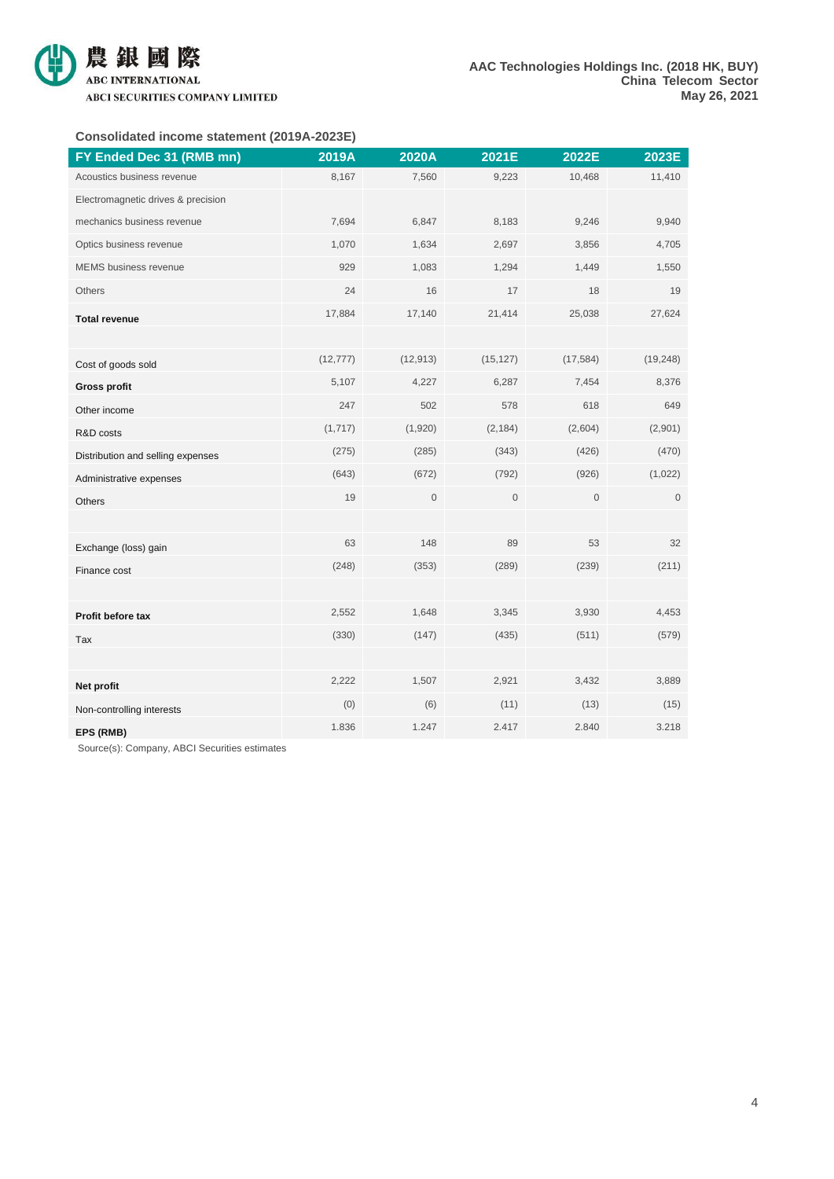### Consolidated income statement (2019A-2023E)

| FY Ended Dec 31 (RMB mn) | 2019A | 2020A | 2021E | 2022E | 2023E |
|---|---|---|---|---|---|
| Acoustics business revenue | 8,167 | 7,560 | 9,223 | 10,468 | 11,410 |
| Electromagnetic drives & precision mechanics business revenue | 7,694 | 6,847 | 8,183 | 9,246 | 9,940 |
| Optics business revenue | 1,070 | 1,634 | 2,697 | 3,856 | 4,705 |
| MEMS business revenue | 929 | 1,083 | 1,294 | 1,449 | 1,550 |
| Others | 24 | 16 | 17 | 18 | 19 |
| **Total revenue** | 17,884 | 17,140 | 21,414 | 25,038 | 27,624 |
| | | | | | |
| Cost of goods sold | (12,777) | (12,913) | (15,127) | (17,584) | (19,248) |
| **Gross profit** | 5,107 | 4,227 | 6,287 | 7,454 | 8,376 |
| Other income | 247 | 502 | 578 | 618 | 649 |
| R&D costs | (1,717) | (1,920) | (2,184) | (2,604) | (2,901) |
| Distribution and selling expenses | (275) | (285) | (343) | (426) | (470) |
| Administrative expenses | (643) | (672) | (792) | (926) | (1,022) |
| Others | 19 | 0 | 0 | 0 | 0 |
| | | | | | |
| Exchange (loss) gain | 63 | 148 | 89 | 53 | 32 |
| Finance cost | (248) | (353) | (289) | (239) | (211) |
| | | | | | |
| **Profit before tax** | 2,552 | 1,648 | 3,345 | 3,930 | 4,453 |
| Tax | (330) | (147) | (435) | (511) | (579) |
| | | | | | |
| **Net profit** | 2,222 | 1,507 | 2,921 | 3,432 | 3,889 |
| Non-controlling interests | (0) | (6) | (11) | (13) | (15) |
| **EPS (RMB)** | 1.836 | 1.247 | 2.417 | 2.840 | 3.218 |

Source(s): Company, ABCI Securities estimates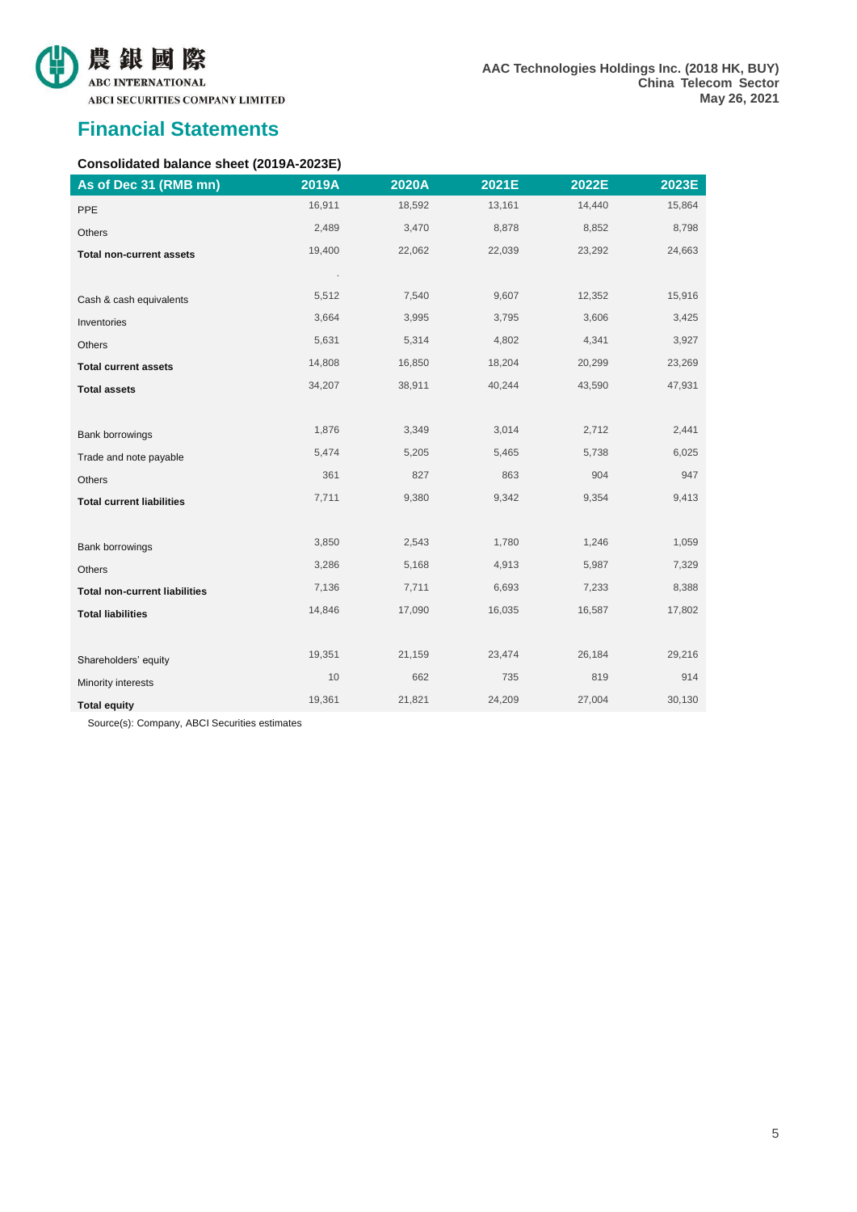## Financial Statements

**Consolidated balance sheet (2019A-2023E)**

| As of Dec 31 (RMB mn) | 2019A | 2020A | 2021E | 2022E | 2023E |
|---|---|---|---|---|---|
| PPE | 16,911 | 18,592 | 13,161 | 14,440 | 15,864 |
| Others | 2,489 | 3,470 | 8,878 | 8,852 | 8,798 |
| **Total non-current assets** | 19,400 | 22,062 | 22,039 | 23,292 | 24,663 |
| | . | | | | |
| Cash & cash equivalents | 5,512 | 7,540 | 9,607 | 12,352 | 15,916 |
| Inventories | 3,664 | 3,995 | 3,795 | 3,606 | 3,425 |
| Others | 5,631 | 5,314 | 4,802 | 4,341 | 3,927 |
| **Total current assets** | 14,808 | 16,850 | 18,204 | 20,299 | 23,269 |
| **Total assets** | 34,207 | 38,911 | 40,244 | 43,590 | 47,931 |
| | | | | | |
| Bank borrowings | 1,876 | 3,349 | 3,014 | 2,712 | 2,441 |
| Trade and note payable | 5,474 | 5,205 | 5,465 | 5,738 | 6,025 |
| Others | 361 | 827 | 863 | 904 | 947 |
| **Total current liabilities** | 7,711 | 9,380 | 9,342 | 9,354 | 9,413 |
| | | | | | |
| Bank borrowings | 3,850 | 2,543 | 1,780 | 1,246 | 1,059 |
| Others | 3,286 | 5,168 | 4,913 | 5,987 | 7,329 |
| **Total non-current liabilities** | 7,136 | 7,711 | 6,693 | 7,233 | 8,388 |
| **Total liabilities** | 14,846 | 17,090 | 16,035 | 16,587 | 17,802 |
| | | | | | |
| Shareholders' equity | 19,351 | 21,159 | 23,474 | 26,184 | 29,216 |
| Minority interests | 10 | 662 | 735 | 819 | 914 |
| **Total equity** | 19,361 | 21,821 | 24,209 | 27,004 | 30,130 |

Source(s): Company, ABCI Securities estimates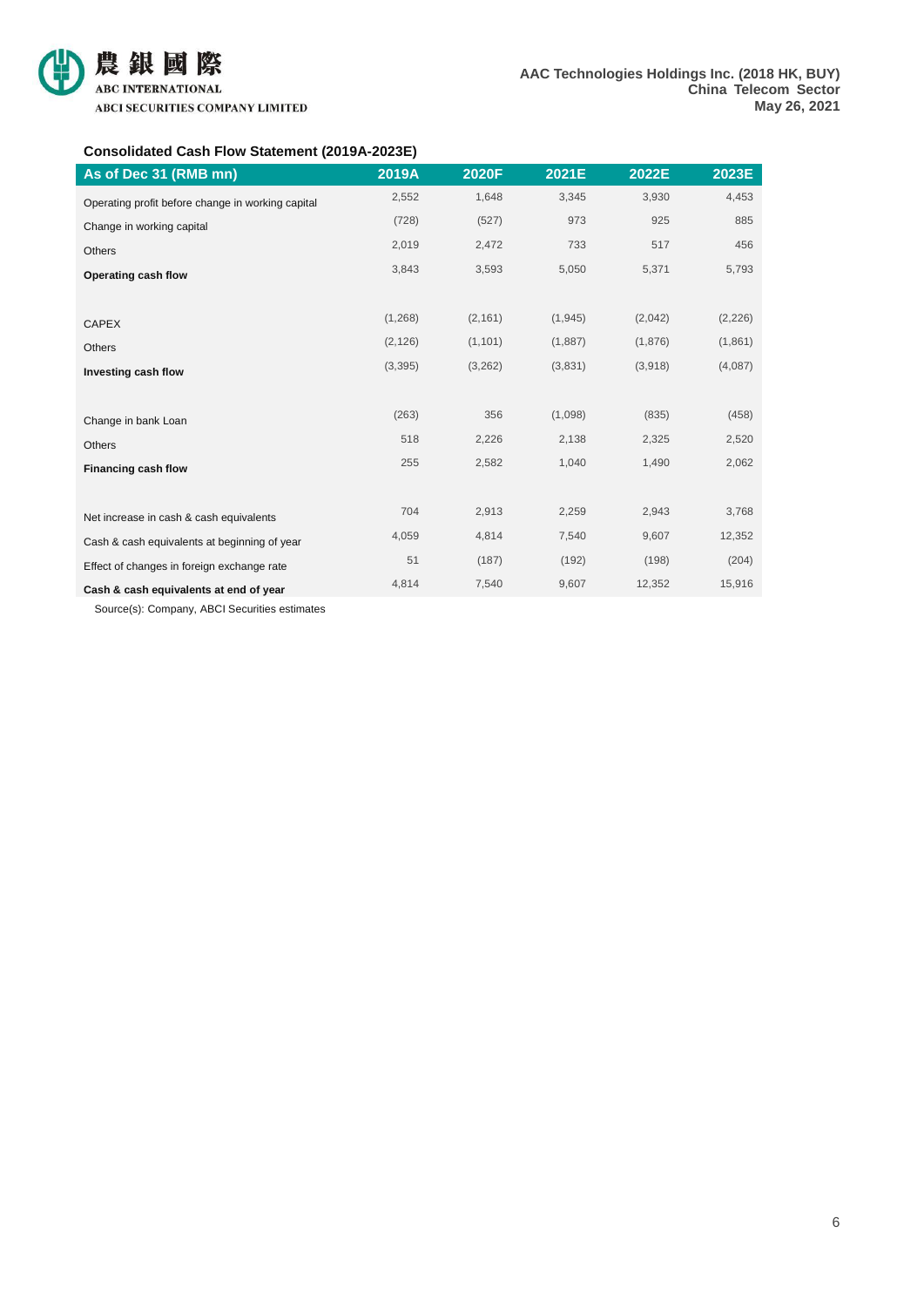### Consolidated Cash Flow Statement (2019A-2023E)

| As of Dec 31 (RMB mn) | 2019A | 2020F | 2021E | 2022E | 2023E |
|---|---|---|---|---|---|
| Operating profit before change in working capital | 2,552 | 1,648 | 3,345 | 3,930 | 4,453 |
| Change in working capital | (728) | (527) | 973 | 925 | 885 |
| Others | 2,019 | 2,472 | 733 | 517 | 456 |
| **Operating cash flow** | 3,843 | 3,593 | 5,050 | 5,371 | 5,793 |
| | | | | | |
| CAPEX | (1,268) | (2,161) | (1,945) | (2,042) | (2,226) |
| Others | (2,126) | (1,101) | (1,887) | (1,876) | (1,861) |
| **Investing cash flow** | (3,395) | (3,262) | (3,831) | (3,918) | (4,087) |
| | | | | | |
| Change in bank Loan | (263) | 356 | (1,098) | (835) | (458) |
| Others | 518 | 2,226 | 2,138 | 2,325 | 2,520 |
| **Financing cash flow** | 255 | 2,582 | 1,040 | 1,490 | 2,062 |
| | | | | | |
| Net increase in cash & cash equivalents | 704 | 2,913 | 2,259 | 2,943 | 3,768 |
| Cash & cash equivalents at beginning of year | 4,059 | 4,814 | 7,540 | 9,607 | 12,352 |
| Effect of changes in foreign exchange rate | 51 | (187) | (192) | (198) | (204) |
| **Cash & cash equivalents at end of year** | 4,814 | 7,540 | 9,607 | 12,352 | 15,916 |

Source(s): Company, ABCI Securities estimates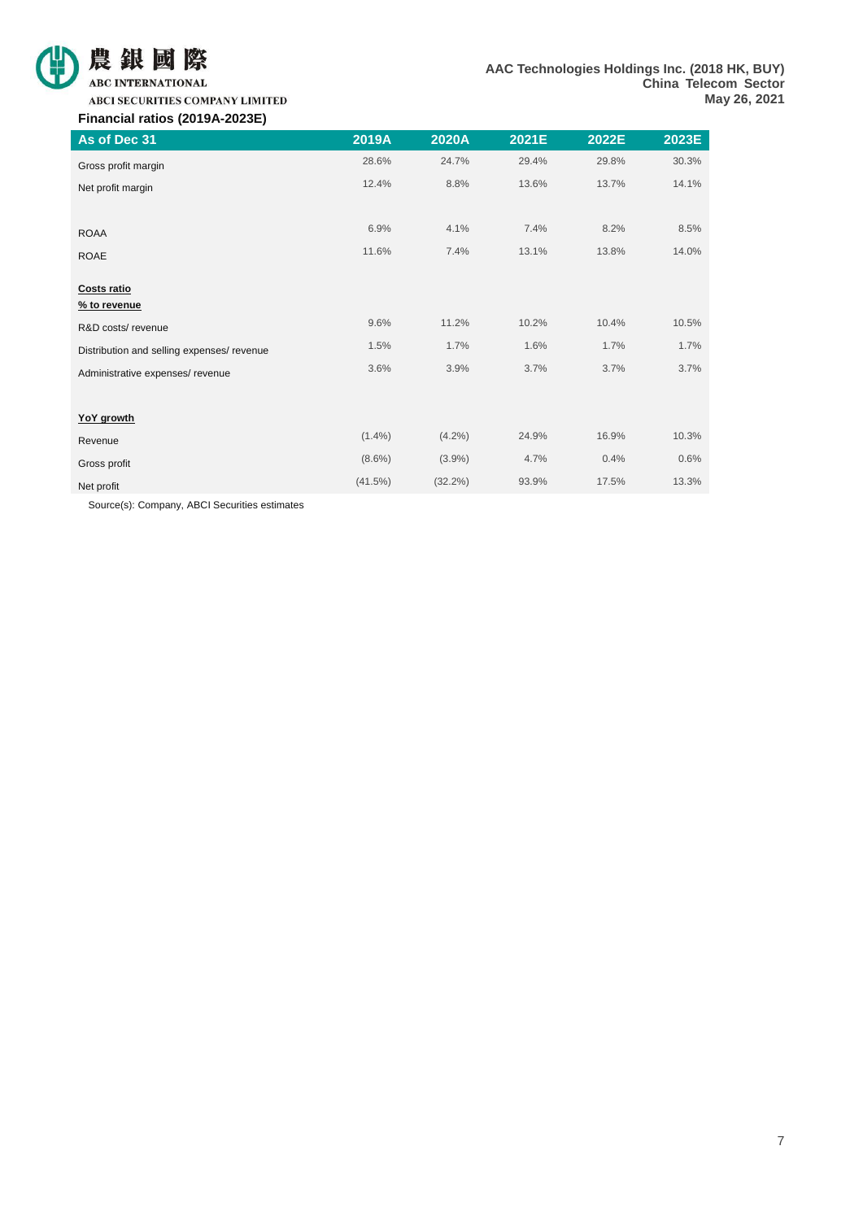**Financial ratios (2019A-2023E)**

| As of Dec 31 | 2019A | 2020A | 2021E | 2022E | 2023E |
|---|---|---|---|---|---|
| Gross profit margin | 28.6% | 24.7% | 29.4% | 29.8% | 30.3% |
| Net profit margin | 12.4% | 8.8% | 13.6% | 13.7% | 14.1% |
| | | | | | |
| ROAA | 6.9% | 4.1% | 7.4% | 8.2% | 8.5% |
| ROAE | 11.6% | 7.4% | 13.1% | 13.8% | 14.0% |
| | | | | | |
| **Costs ratio** | | | | | |
| **% to revenue** | | | | | |
| R&D costs/ revenue | 9.6% | 11.2% | 10.2% | 10.4% | 10.5% |
| Distribution and selling expenses/ revenue | 1.5% | 1.7% | 1.6% | 1.7% | 1.7% |
| Administrative expenses/ revenue | 3.6% | 3.9% | 3.7% | 3.7% | 3.7% |
| | | | | | |
| **YoY growth** | | | | | |
| Revenue | (1.4%) | (4.2%) | 24.9% | 16.9% | 10.3% |
| Gross profit | (8.6%) | (3.9%) | 4.7% | 0.4% | 0.6% |
| Net profit | (41.5%) | (32.2%) | 93.9% | 17.5% | 13.3% |

Source(s): Company, ABCI Securities estimates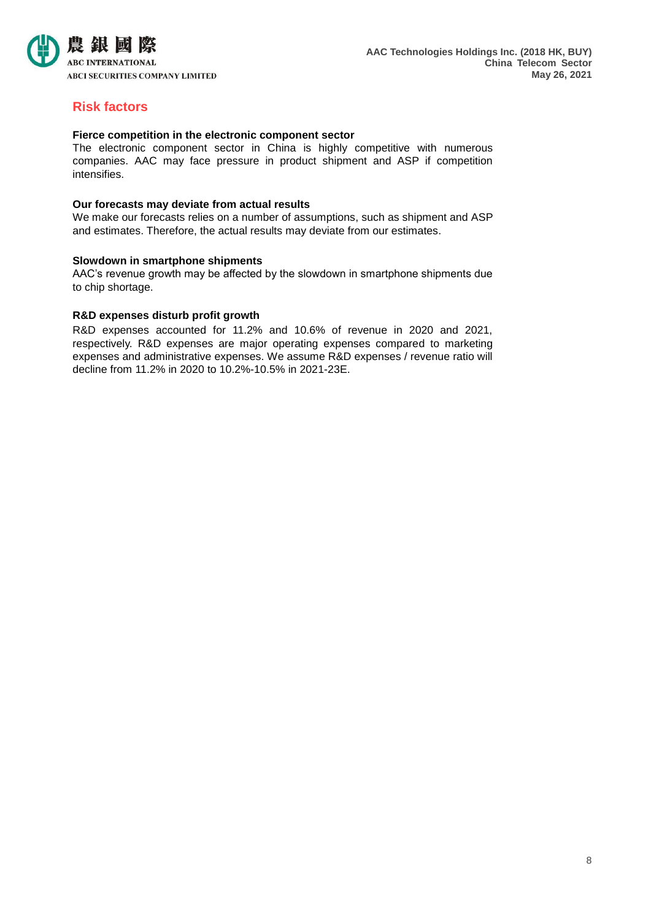## Risk factors

**Fierce competition in the electronic component sector**

The electronic component sector in China is highly competitive with numerous companies. AAC may face pressure in product shipment and ASP if competition intensifies.

**Our forecasts may deviate from actual results**

We make our forecasts relies on a number of assumptions, such as shipment and ASP and estimates. Therefore, the actual results may deviate from our estimates.

**Slowdown in smartphone shipments**

AAC's revenue growth may be affected by the slowdown in smartphone shipments due to chip shortage.

**R&D expenses disturb profit growth**

R&D expenses accounted for 11.2% and 10.6% of revenue in 2020 and 2021, respectively. R&D expenses are major operating expenses compared to marketing expenses and administrative expenses. We assume R&D expenses / revenue ratio will decline from 11.2% in 2020 to 10.2%-10.5% in 2021-23E.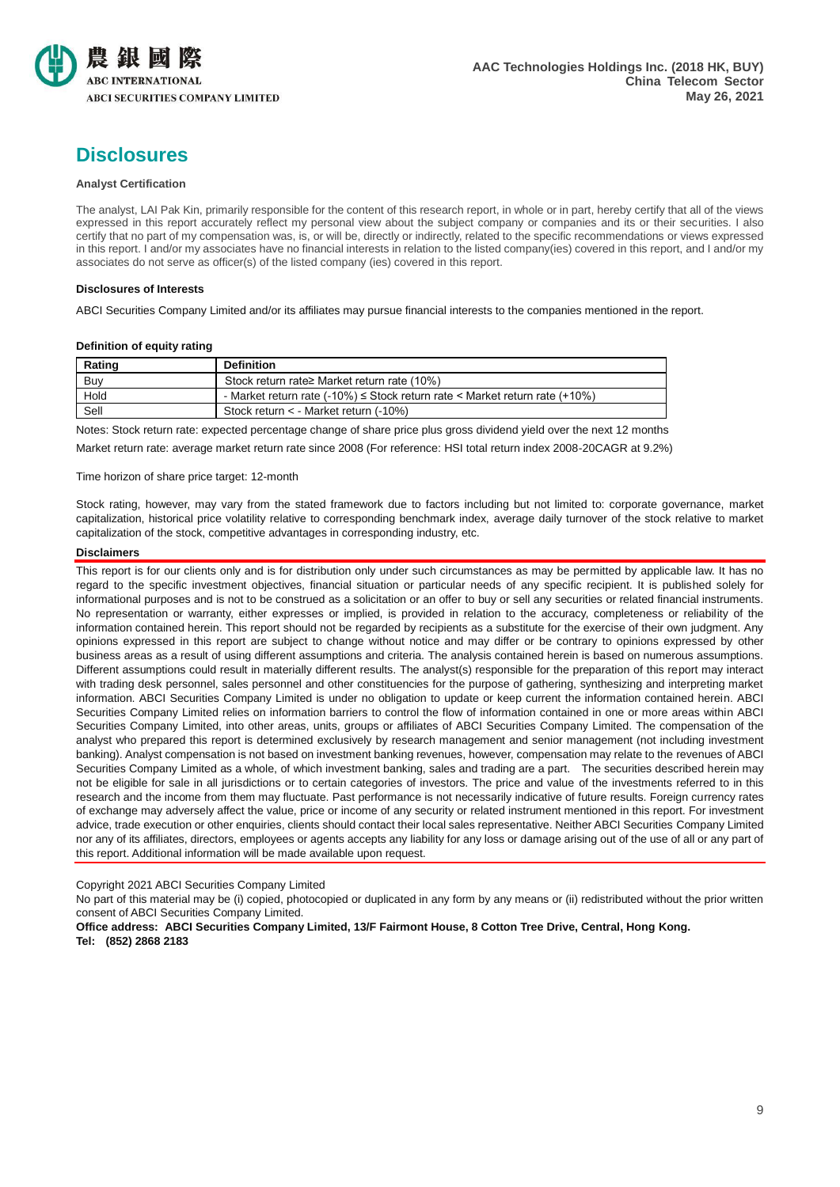# Disclosures

### Analyst Certification

The analyst, LAI Pak Kin, primarily responsible for the content of this research report, in whole or in part, hereby certify that all of the views expressed in this report accurately reflect my personal view about the subject company or companies and its or their securities. I also certify that no part of my compensation was, is, or will be, directly or indirectly, related to the specific recommendations or views expressed in this report. I and/or my associates have no financial interests in relation to the listed company(ies) covered in this report, and I and/or my associates do not serve as officer(s) of the listed company (ies) covered in this report.

### Disclosures of Interests

ABCI Securities Company Limited and/or its affiliates may pursue financial interests to the companies mentioned in the report.

### Definition of equity rating

| Rating | Definition |
| --- | --- |
| Buy | Stock return rate≥ Market return rate (10%) |
| Hold | - Market return rate (-10%) ≤ Stock return rate < Market return rate (+10%) |
| Sell | Stock return < - Market return (-10%) |

Notes: Stock return rate: expected percentage change of share price plus gross dividend yield over the next 12 months

Market return rate: average market return rate since 2008 (For reference: HSI total return index 2008-20CAGR at 9.2%)

Time horizon of share price target: 12-month

Stock rating, however, may vary from the stated framework due to factors including but not limited to: corporate governance, market capitalization, historical price volatility relative to corresponding benchmark index, average daily turnover of the stock relative to market capitalization of the stock, competitive advantages in corresponding industry, etc.

### Disclaimers

This report is for our clients only and is for distribution only under such circumstances as may be permitted by applicable law. It has no regard to the specific investment objectives, financial situation or particular needs of any specific recipient. It is published solely for informational purposes and is not to be construed as a solicitation or an offer to buy or sell any securities or related financial instruments. No representation or warranty, either expresses or implied, is provided in relation to the accuracy, completeness or reliability of the information contained herein. This report should not be regarded by recipients as a substitute for the exercise of their own judgment. Any opinions expressed in this report are subject to change without notice and may differ or be contrary to opinions expressed by other business areas as a result of using different assumptions and criteria. The analysis contained herein is based on numerous assumptions. Different assumptions could result in materially different results. The analyst(s) responsible for the preparation of this report may interact with trading desk personnel, sales personnel and other constituencies for the purpose of gathering, synthesizing and interpreting market information. ABCI Securities Company Limited is under no obligation to update or keep current the information contained herein. ABCI Securities Company Limited relies on information barriers to control the flow of information contained in one or more areas within ABCI Securities Company Limited, into other areas, units, groups or affiliates of ABCI Securities Company Limited. The compensation of the analyst who prepared this report is determined exclusively by research management and senior management (not including investment banking). Analyst compensation is not based on investment banking revenues, however, compensation may relate to the revenues of ABCI Securities Company Limited as a whole, of which investment banking, sales and trading are a part. The securities described herein may not be eligible for sale in all jurisdictions or to certain categories of investors. The price and value of the investments referred to in this research and the income from them may fluctuate. Past performance is not necessarily indicative of future results. Foreign currency rates of exchange may adversely affect the value, price or income of any security or related instrument mentioned in this report. For investment advice, trade execution or other enquiries, clients should contact their local sales representative. Neither ABCI Securities Company Limited nor any of its affiliates, directors, employees or agents accepts any liability for any loss or damage arising out of the use of all or any part of this report. Additional information will be made available upon request.

Copyright 2021 ABCI Securities Company Limited

No part of this material may be (i) copied, photocopied or duplicated in any form by any means or (ii) redistributed without the prior written consent of ABCI Securities Company Limited.

**Office address: ABCI Securities Company Limited, 13/F Fairmont House, 8 Cotton Tree Drive, Central, Hong Kong.**
**Tel: (852) 2868 2183**